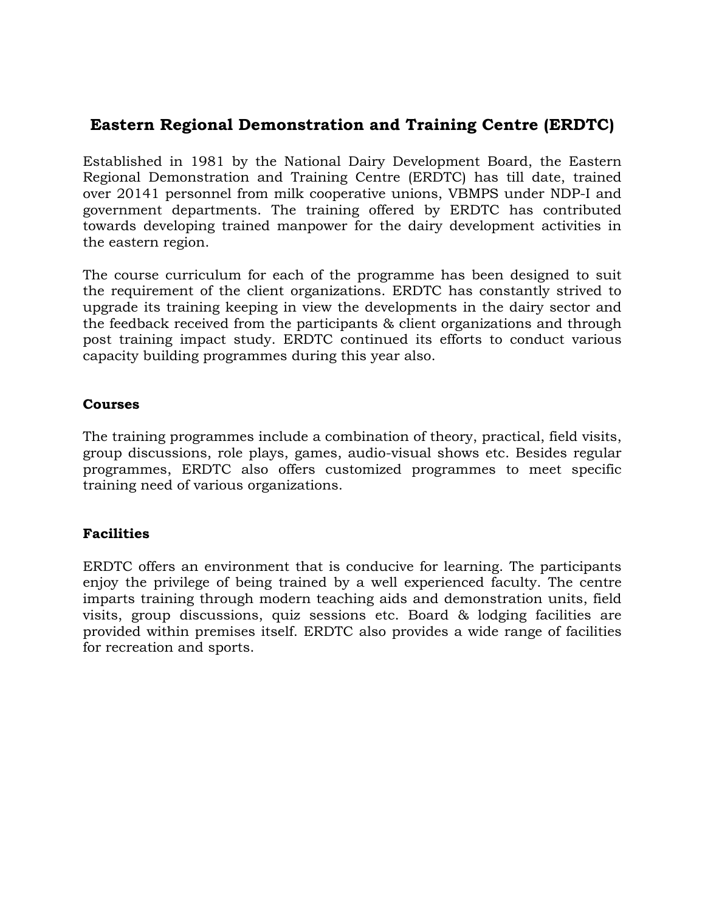# Eastern Regional Demonstration and Training Centre (ERDTC)

Established in 1981 by the National Dairy Development Board, the Eastern Regional Demonstration and Training Centre (ERDTC) has till date, trained over 20141 personnel from milk cooperative unions, VBMPS under NDP-I and government departments. The training offered by ERDTC has contributed towards developing trained manpower for the dairy development activities in the eastern region.

The course curriculum for each of the programme has been designed to suit the requirement of the client organizations. ERDTC has constantly strived to upgrade its training keeping in view the developments in the dairy sector and the feedback received from the participants & client organizations and through post training impact study. ERDTC continued its efforts to conduct various capacity building programmes during this year also.

### Courses

The training programmes include a combination of theory, practical, field visits, group discussions, role plays, games, audio-visual shows etc. Besides regular programmes, ERDTC also offers customized programmes to meet specific training need of various organizations.

### Facilities

ERDTC offers an environment that is conducive for learning. The participants enjoy the privilege of being trained by a well experienced faculty. The centre imparts training through modern teaching aids and demonstration units, field visits, group discussions, quiz sessions etc. Board & lodging facilities are provided within premises itself. ERDTC also provides a wide range of facilities for recreation and sports.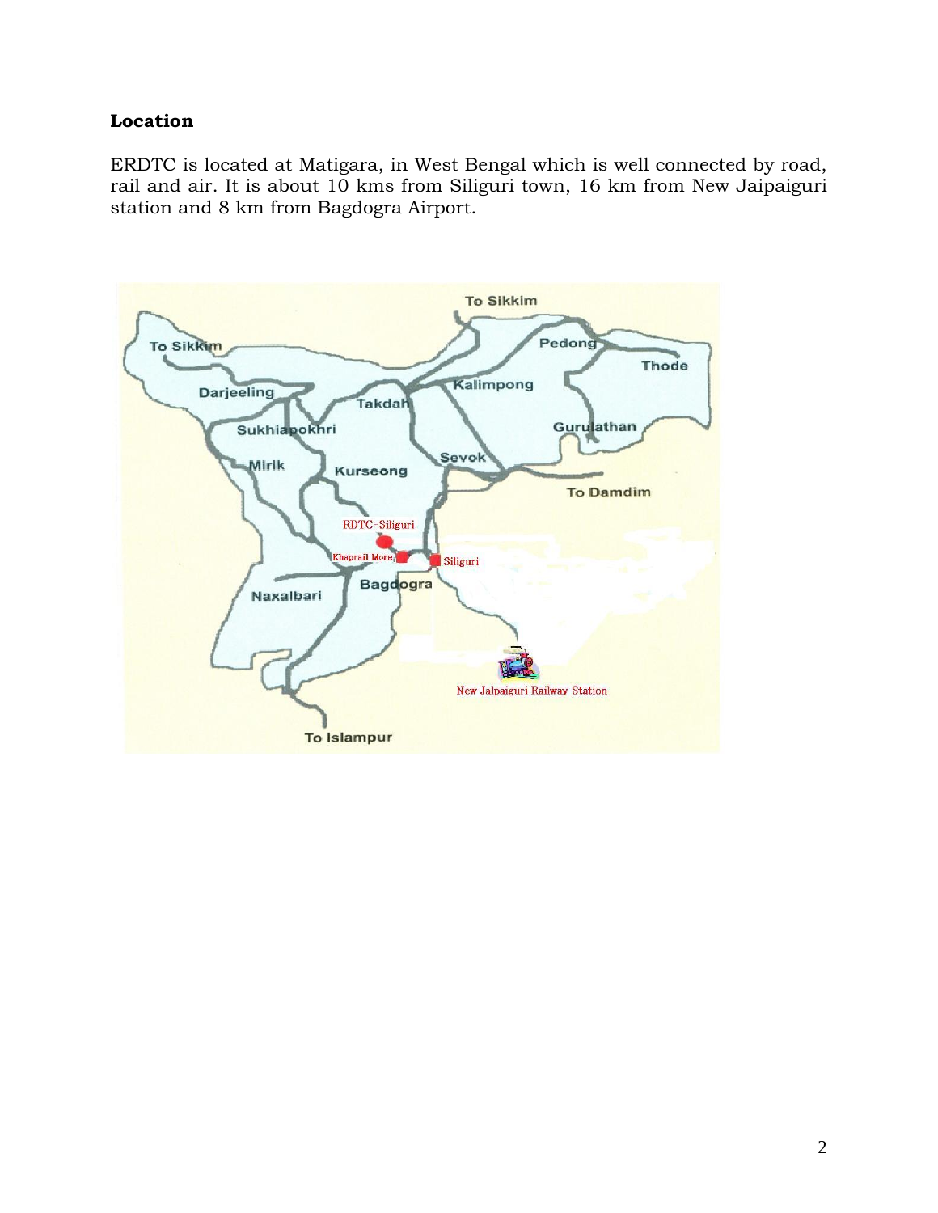## Location

ERDTC is located at Matigara, in West Bengal which is well connected by road, rail and air. It is about 10 kms from Siliguri town, 16 km from New Jaipaiguri station and 8 km from Bagdogra Airport.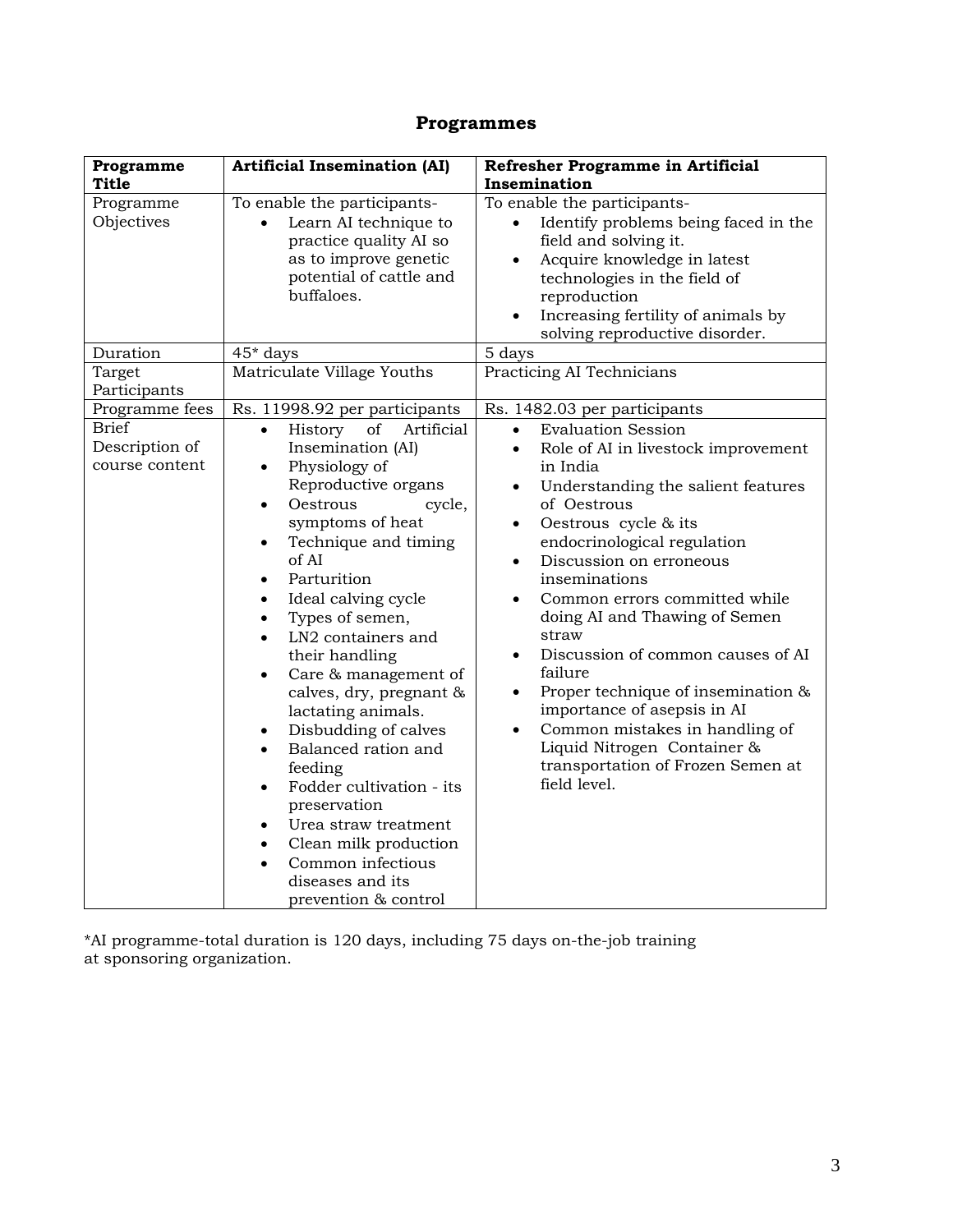# Programmes

| Programme Title | Artificial Insemination (AI) | Refresher Programme in Artificial Insemination |
|---|---|---|
| Programme Objectives | To enable the participants-<br>• Learn AI technique to practice quality AI so as to improve genetic potential of cattle and buffaloes. | To enable the participants-<br>• Identify problems being faced in the field and solving it.<br>• Acquire knowledge in latest technologies in the field of reproduction<br>• Increasing fertility of animals by solving reproductive disorder. |
| Duration | 45* days | 5 days |
| Target Participants | Matriculate Village Youths | Practicing AI Technicians |
| Programme fees | Rs. 11998.92 per participants | Rs. 1482.03 per participants |
| Brief Description of course content | • History of Artificial Insemination (AI)<br>• Physiology of Reproductive organs<br>• Oestrous cycle, symptoms of heat<br>• Technique and timing of AI<br>• Parturition<br>• Ideal calving cycle<br>• Types of semen,<br>• LN2 containers and their handling<br>• Care & management of calves, dry, pregnant & lactating animals.<br>• Disbudding of calves<br>• Balanced ration and feeding<br>• Fodder cultivation - its preservation<br>• Urea straw treatment<br>• Clean milk production<br>• Common infectious diseases and its prevention & control | • Evaluation Session<br>• Role of AI in livestock improvement in India<br>• Understanding the salient features of Oestrous<br>• Oestrous cycle & its endocrinological regulation<br>• Discussion on erroneous inseminations<br>• Common errors committed while doing AI and Thawing of Semen straw<br>• Discussion of common causes of AI failure<br>• Proper technique of insemination & importance of asepsis in AI<br>• Common mistakes in handling of Liquid Nitrogen Container & transportation of Frozen Semen at field level. |

*AI programme-total duration is 120 days, including 75 days on-the-job training at sponsoring organization.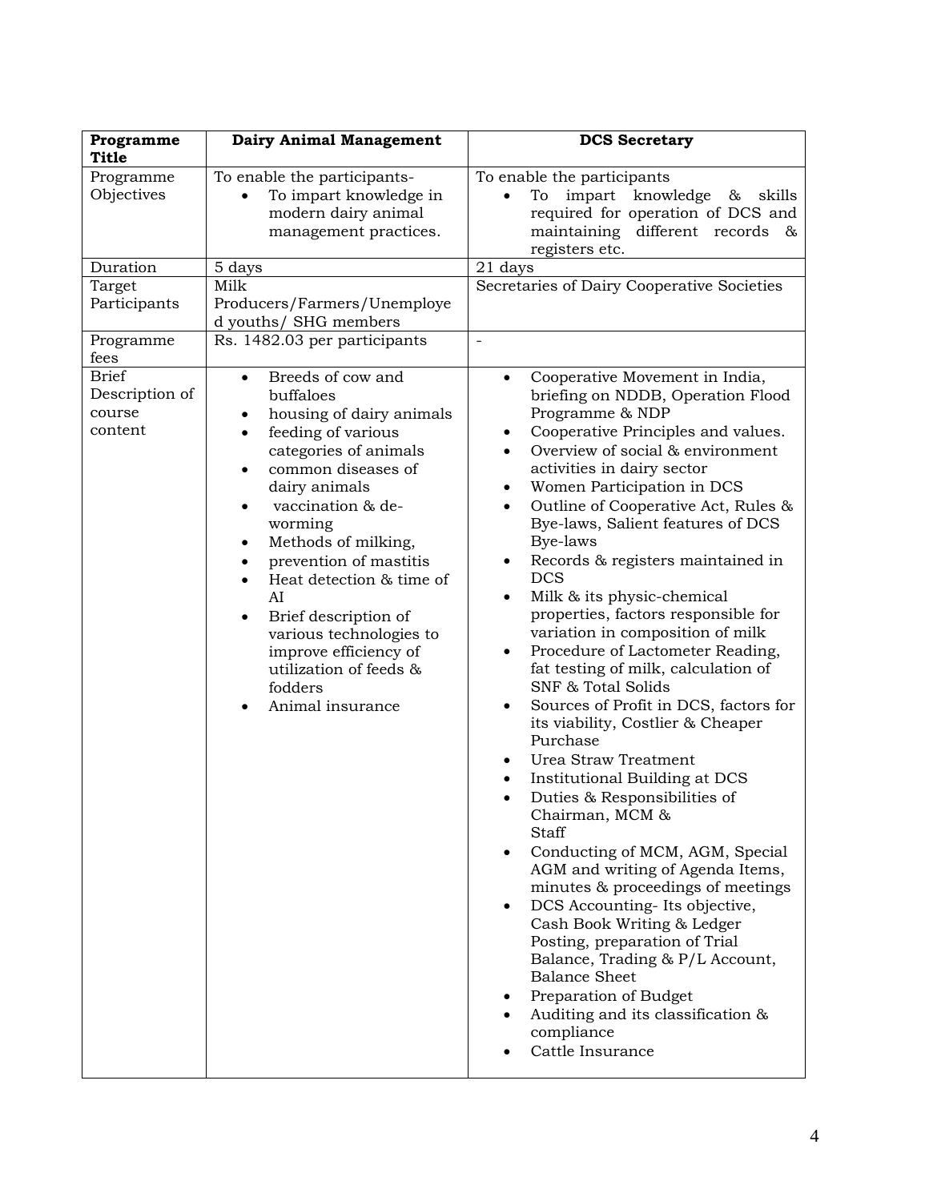| **Programme Title** | **Dairy Animal Management** | **DCS Secretary** |
|---|---|---|
| Programme Objectives | To enable the participants-<br>• To impart knowledge in modern dairy animal management practices. | To enable the participants<br>• To impart knowledge & skills required for operation of DCS and maintaining different records & registers etc. |
| Duration | 5 days | 21 days |
| Target Participants | Milk Producers/Farmers/Unemployed youths/ SHG members | Secretaries of Dairy Cooperative Societies |
| Programme fees | Rs. 1482.03 per participants | - |
| Brief Description of course content | • Breeds of cow and buffaloes<br>• housing of dairy animals<br>• feeding of various categories of animals<br>• common diseases of dairy animals<br>• vaccination & de-worming<br>• Methods of milking,<br>• prevention of mastitis<br>• Heat detection & time of AI<br>• Brief description of various technologies to improve efficiency of utilization of feeds & fodders<br>• Animal insurance | • Cooperative Movement in India, briefing on NDDB, Operation Flood Programme & NDP<br>• Cooperative Principles and values.<br>• Overview of social & environment activities in dairy sector<br>• Women Participation in DCS<br>• Outline of Cooperative Act, Rules & Bye-laws, Salient features of DCS Bye-laws<br>• Records & registers maintained in DCS<br>• Milk & its physic-chemical properties, factors responsible for variation in composition of milk<br>• Procedure of Lactometer Reading, fat testing of milk, calculation of SNF & Total Solids<br>• Sources of Profit in DCS, factors for its viability, Costlier & Cheaper Purchase<br>• Urea Straw Treatment<br>• Institutional Building at DCS<br>• Duties & Responsibilities of Chairman, MCM & Staff<br>• Conducting of MCM, AGM, Special AGM and writing of Agenda Items, minutes & proceedings of meetings<br>• DCS Accounting- Its objective, Cash Book Writing & Ledger Posting, preparation of Trial Balance, Trading & P/L Account, Balance Sheet<br>• Preparation of Budget<br>• Auditing and its classification & compliance<br>• Cattle Insurance |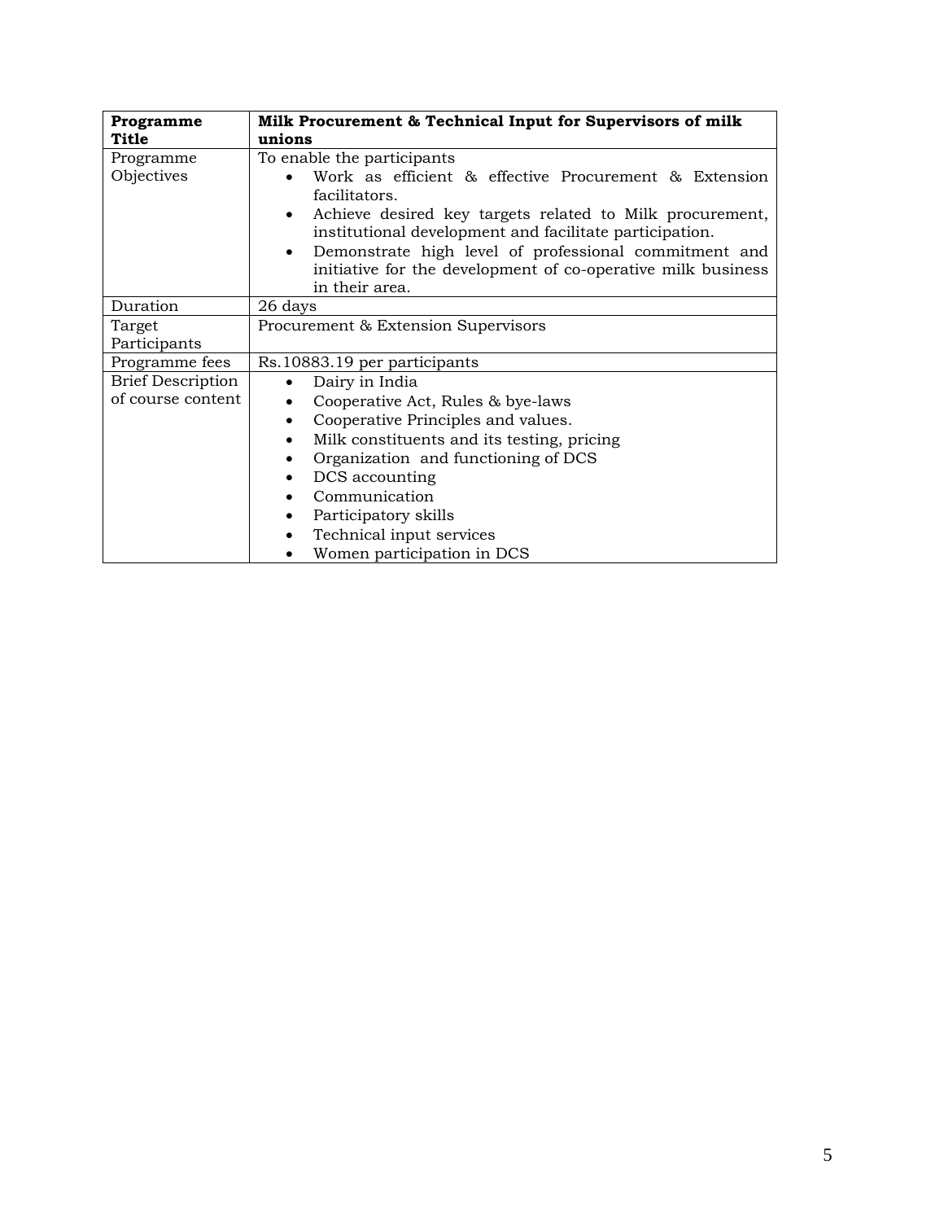| **Programme Title** | **Milk Procurement & Technical Input for Supervisors of milk unions** |
|---|---|
| Programme Objectives | To enable the participants<br>• Work as efficient & effective Procurement & Extension facilitators.<br>• Achieve desired key targets related to Milk procurement, institutional development and facilitate participation.<br>• Demonstrate high level of professional commitment and initiative for the development of co-operative milk business in their area. |
| Duration | 26 days |
| Target Participants | Procurement & Extension Supervisors |
| Programme fees | Rs.10883.19 per participants |
| Brief Description of course content | • Dairy in India<br>• Cooperative Act, Rules & bye-laws<br>• Cooperative Principles and values.<br>• Milk constituents and its testing, pricing<br>• Organization and functioning of DCS<br>• DCS accounting<br>• Communication<br>• Participatory skills<br>• Technical input services<br>• Women participation in DCS |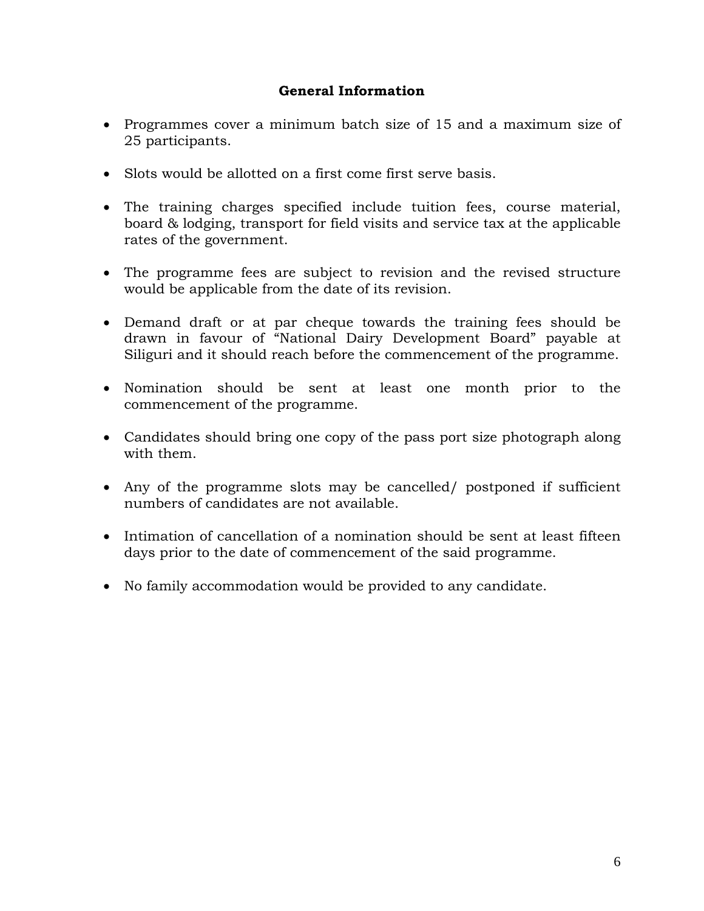## General Information

- Programmes cover a minimum batch size of 15 and a maximum size of 25 participants.
- Slots would be allotted on a first come first serve basis.
- The training charges specified include tuition fees, course material, board & lodging, transport for field visits and service tax at the applicable rates of the government.
- The programme fees are subject to revision and the revised structure would be applicable from the date of its revision.
- Demand draft or at par cheque towards the training fees should be drawn in favour of "National Dairy Development Board" payable at Siliguri and it should reach before the commencement of the programme.
- Nomination should be sent at least one month prior to the commencement of the programme.
- Candidates should bring one copy of the pass port size photograph along with them.
- Any of the programme slots may be cancelled/ postponed if sufficient numbers of candidates are not available.
- Intimation of cancellation of a nomination should be sent at least fifteen days prior to the date of commencement of the said programme.
- No family accommodation would be provided to any candidate.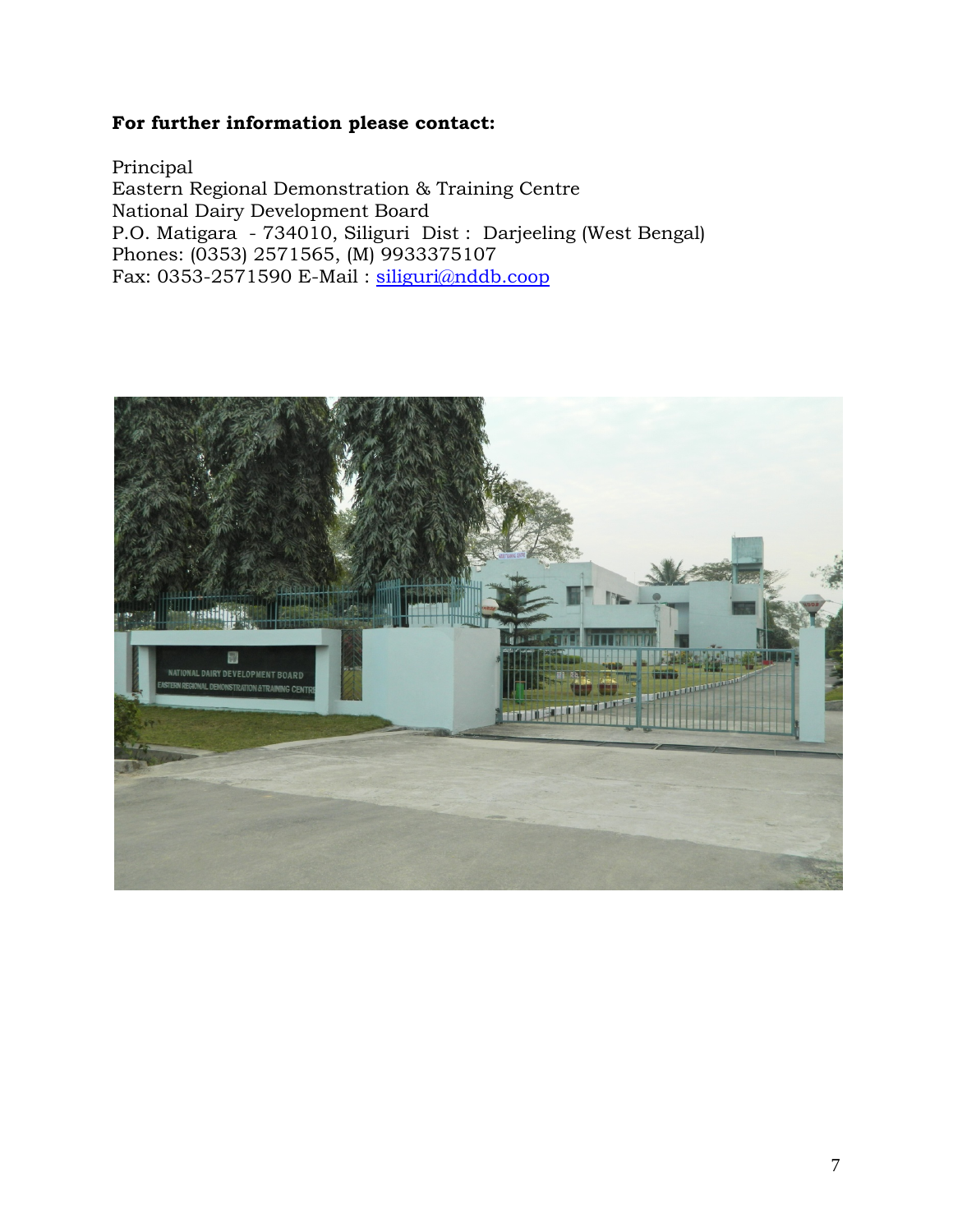**For further information please contact:**

Principal
Eastern Regional Demonstration & Training Centre
National Dairy Development Board
P.O. Matigara - 734010, Siliguri Dist : Darjeeling (West Bengal)
Phones: (0353) 2571565, (M) 9933375107
Fax: 0353-2571590 E-Mail : siliguri@nddb.coop